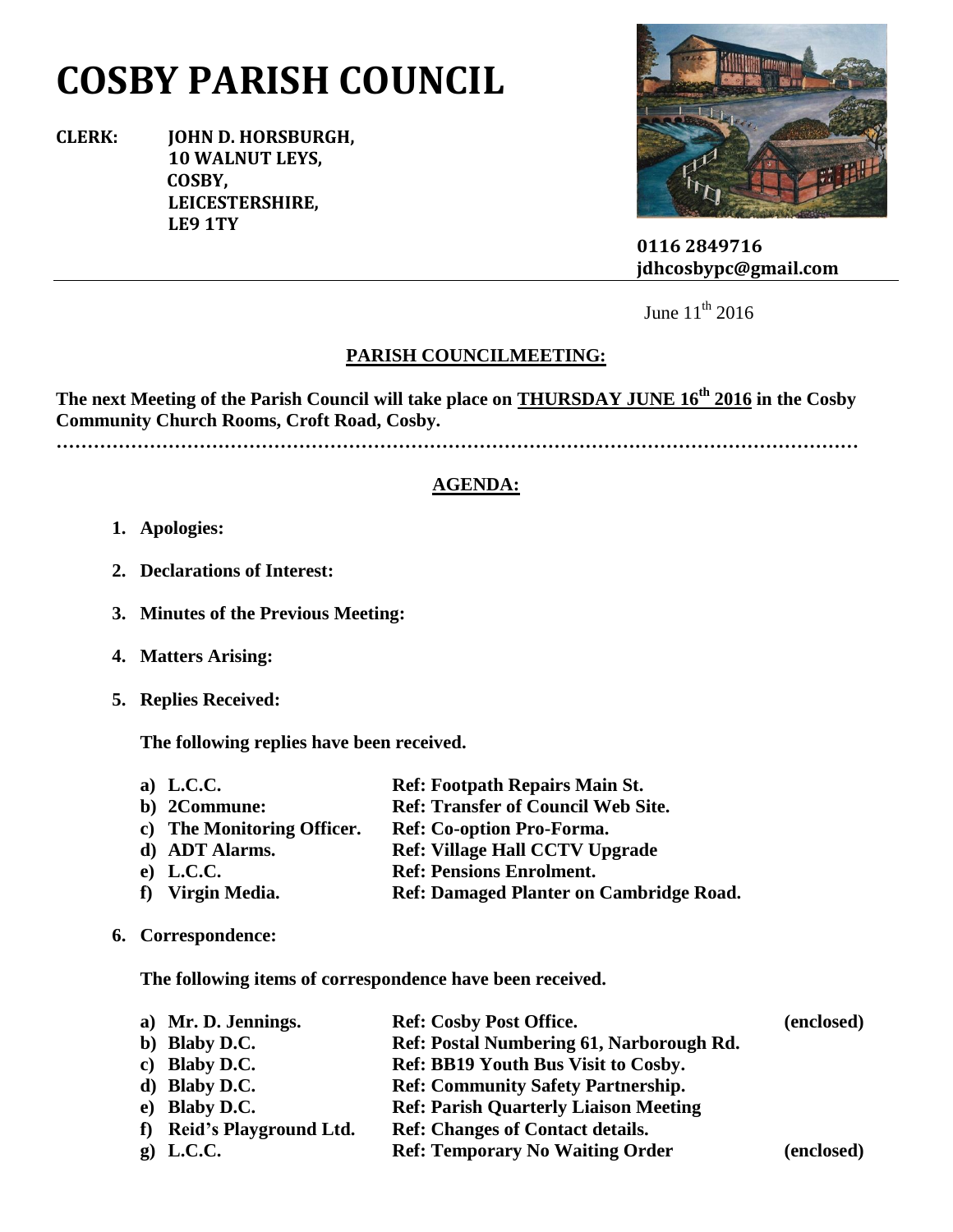# COSBY PARISH COUNCIL

**CLERK: JOHN D. HORSBURGH,**
**10 WALNUT LEYS,**
**COSBY,**
**LEICESTERSHIRE,**
**LE9 1TY**

**0116 2849716**
**jdhcosbypc@gmail.com**

June 11th 2016

## PARISH COUNCILMEETING:

**The next Meeting of the Parish Council will take place on THURSDAY JUNE 16th 2016 in the Cosby Community Church Rooms, Croft Road, Cosby.**

…………………………………………………………………………………………………………………

## AGENDA:

1. **Apologies:**

2. **Declarations of Interest:**

3. **Minutes of the Previous Meeting:**

4. **Matters Arising:**

5. **Replies Received:**

   **The following replies have been received.**

   | | | |
   |---|---|---|
   | **a) L.C.C.** | **Ref: Footpath Repairs Main St.** | |
   | **b) 2Commune:** | **Ref: Transfer of Council Web Site.** | |
   | **c) The Monitoring Officer.** | **Ref: Co-option Pro-Forma.** | |
   | **d) ADT Alarms.** | **Ref: Village Hall CCTV Upgrade** | |
   | **e) L.C.C.** | **Ref: Pensions Enrolment.** | |
   | **f) Virgin Media.** | **Ref: Damaged Planter on Cambridge Road.** | |

6. **Correspondence:**

   **The following items of correspondence have been received.**

   | | | |
   |---|---|---|
   | **a) Mr. D. Jennings.** | **Ref: Cosby Post Office.** | **(enclosed)** |
   | **b) Blaby D.C.** | **Ref: Postal Numbering 61, Narborough Rd.** | |
   | **c) Blaby D.C.** | **Ref: BB19 Youth Bus Visit to Cosby.** | |
   | **d) Blaby D.C.** | **Ref: Community Safety Partnership.** | |
   | **e) Blaby D.C.** | **Ref: Parish Quarterly Liaison Meeting** | |
   | **f) Reid's Playground Ltd.** | **Ref: Changes of Contact details.** | |
   | **g) L.C.C.** | **Ref: Temporary No Waiting Order** | **(enclosed)** |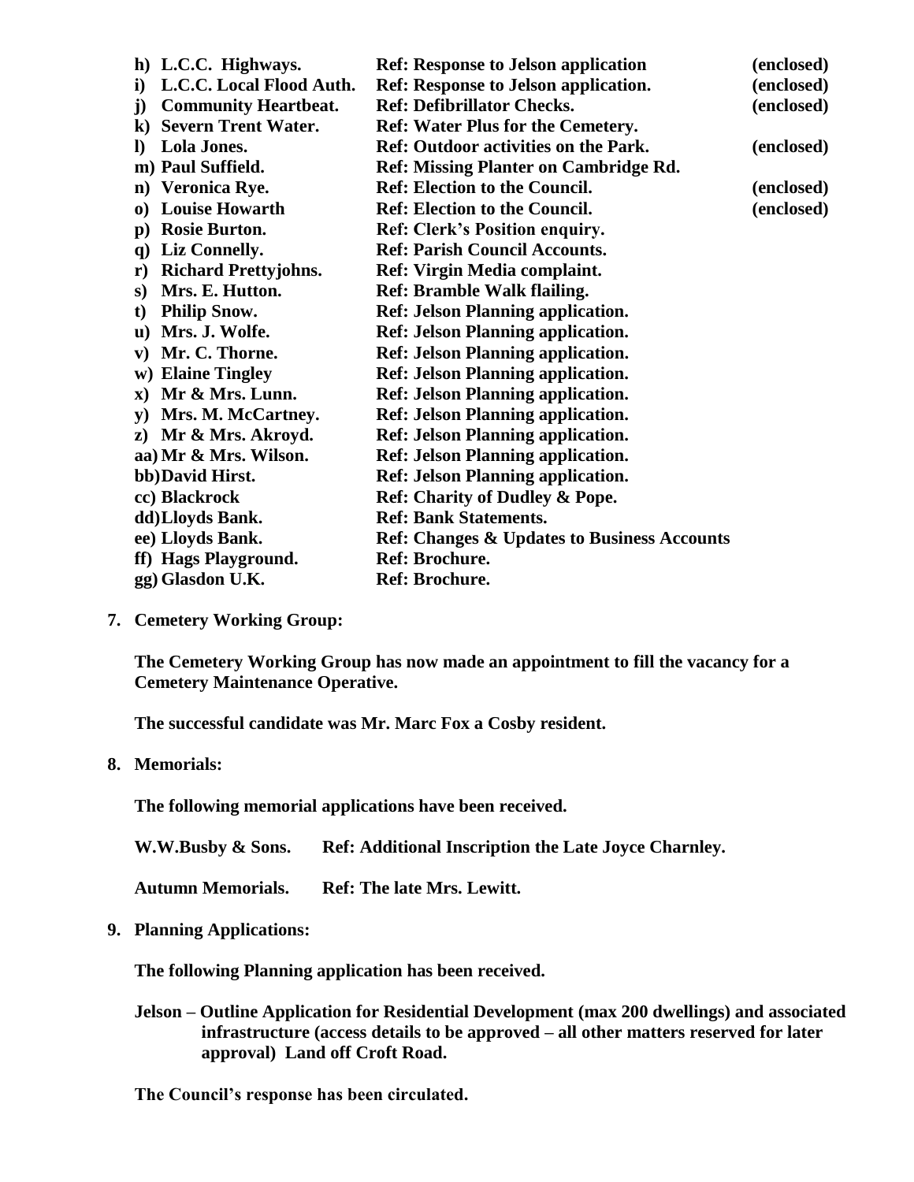- h) **L.C.C. Highways.** **Ref: Response to Jelson application** **(enclosed)**
- i) **L.C.C. Local Flood Auth.** **Ref: Response to Jelson application.** **(enclosed)**
- j) **Community Heartbeat.** **Ref: Defibrillator Checks.** **(enclosed)**
- k) **Severn Trent Water.** **Ref: Water Plus for the Cemetery.**
- l) **Lola Jones.** **Ref: Outdoor activities on the Park.** **(enclosed)**
- m) **Paul Suffield.** **Ref: Missing Planter on Cambridge Rd.**
- n) **Veronica Rye.** **Ref: Election to the Council.** **(enclosed)**
- o) **Louise Howarth** **Ref: Election to the Council.** **(enclosed)**
- p) **Rosie Burton.** **Ref: Clerk's Position enquiry.**
- q) **Liz Connelly.** **Ref: Parish Council Accounts.**
- r) **Richard Prettyjohns.** **Ref: Virgin Media complaint.**
- s) **Mrs. E. Hutton.** **Ref: Bramble Walk flailing.**
- t) **Philip Snow.** **Ref: Jelson Planning application.**
- u) **Mrs. J. Wolfe.** **Ref: Jelson Planning application.**
- v) **Mr. C. Thorne.** **Ref: Jelson Planning application.**
- w) **Elaine Tingley** **Ref: Jelson Planning application.**
- x) **Mr & Mrs. Lunn.** **Ref: Jelson Planning application.**
- y) **Mrs. M. McCartney.** **Ref: Jelson Planning application.**
- z) **Mr & Mrs. Akroyd.** **Ref: Jelson Planning application.**
- aa) **Mr & Mrs. Wilson.** **Ref: Jelson Planning application.**
- bb) **David Hirst.** **Ref: Jelson Planning application.**
- cc) **Blackrock** **Ref: Charity of Dudley & Pope.**
- dd) **Lloyds Bank.** **Ref: Bank Statements.**
- ee) **Lloyds Bank.** **Ref: Changes & Updates to Business Accounts**
- ff) **Hags Playground.** **Ref: Brochure.**
- gg) **Glasdon U.K.** **Ref: Brochure.**

**7. Cemetery Working Group:**

**The Cemetery Working Group has now made an appointment to fill the vacancy for a Cemetery Maintenance Operative.**

**The successful candidate was Mr. Marc Fox a Cosby resident.**

**8. Memorials:**

**The following memorial applications have been received.**

**W.W.Busby & Sons.** **Ref: Additional Inscription the Late Joyce Charnley.**

**Autumn Memorials.** **Ref: The late Mrs. Lewitt.**

**9. Planning Applications:**

**The following Planning application has been received.**

**Jelson – Outline Application for Residential Development (max 200 dwellings) and associated infrastructure (access details to be approved – all other matters reserved for later approval) Land off Croft Road.**

**The Council's response has been circulated.**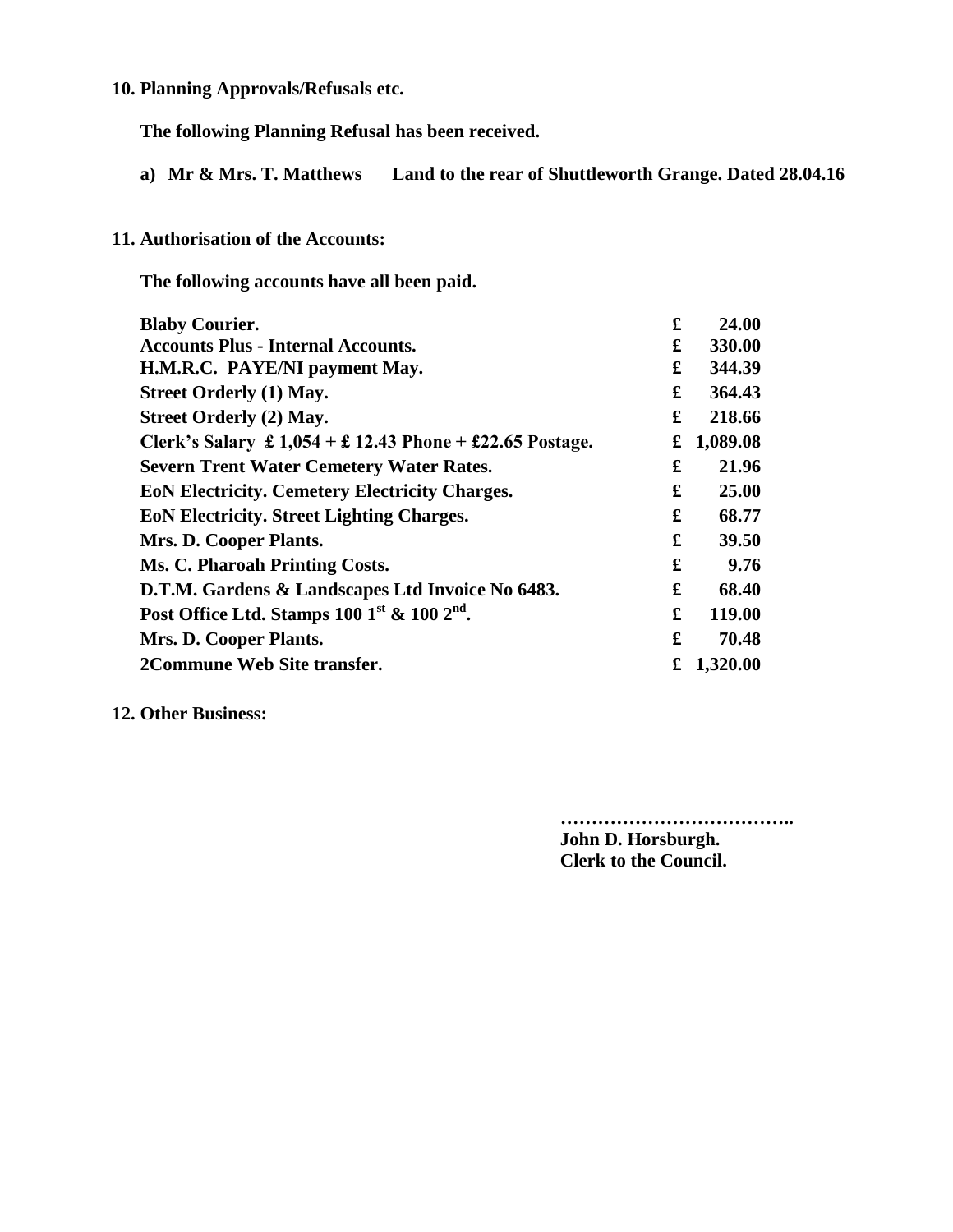**10. Planning Approvals/Refusals etc.**

**The following Planning Refusal has been received.**

**a) Mr & Mrs. T. Matthews Land to the rear of Shuttleworth Grange. Dated 28.04.16**

**11. Authorisation of the Accounts:**

**The following accounts have all been paid.**

| | | |
|---|---|---|
| **Blaby Courier.** | **£** | **24.00** |
| **Accounts Plus - Internal Accounts.** | **£** | **330.00** |
| **H.M.R.C. PAYE/NI payment May.** | **£** | **344.39** |
| **Street Orderly (1) May.** | **£** | **364.43** |
| **Street Orderly (2) May.** | **£** | **218.66** |
| **Clerk's Salary £ 1,054 + £ 12.43 Phone + £22.65 Postage.** | **£** | **1,089.08** |
| **Severn Trent Water Cemetery Water Rates.** | **£** | **21.96** |
| **EoN Electricity. Cemetery Electricity Charges.** | **£** | **25.00** |
| **EoN Electricity. Street Lighting Charges.** | **£** | **68.77** |
| **Mrs. D. Cooper Plants.** | **£** | **39.50** |
| **Ms. C. Pharoah Printing Costs.** | **£** | **9.76** |
| **D.T.M. Gardens & Landscapes Ltd Invoice No 6483.** | **£** | **68.40** |
| **Post Office Ltd. Stamps 100 1st & 100 2nd.** | **£** | **119.00** |
| **Mrs. D. Cooper Plants.** | **£** | **70.48** |
| **2Commune Web Site transfer.** | **£** | **1,320.00** |

**12. Other Business:**

**………………………………..**
**John D. Horsburgh.**
**Clerk to the Council.**